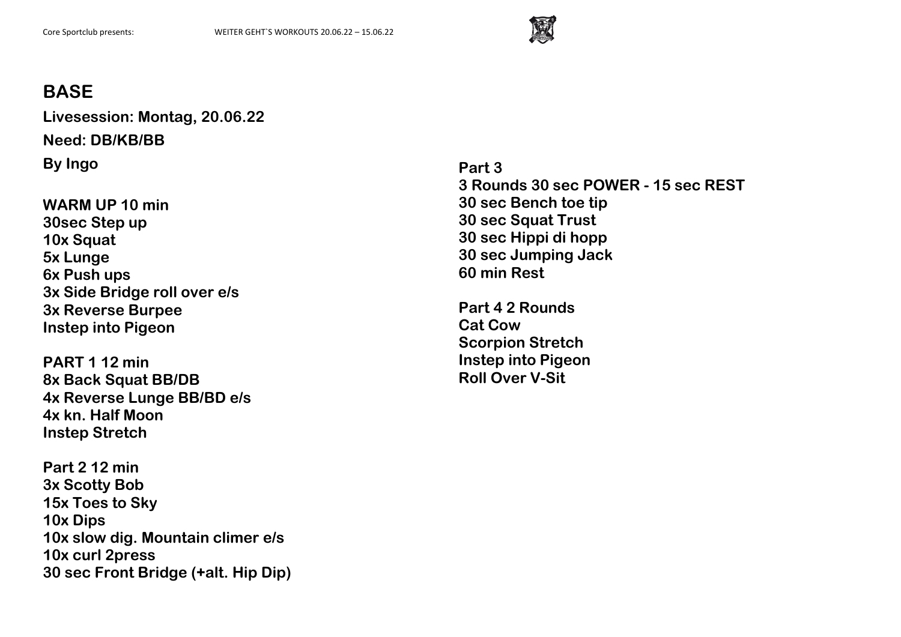# BASE

**Livesession: Montag, 20.06.22**

**Need: DB/KB/BB**

**By Ingo**

**WARM UP 10 min**
**30sec Step up**
**10x Squat**
**5x Lunge**
**6x Push ups**
**3x Side Bridge roll over e/s**
**3x Reverse Burpee**
**Instep into Pigeon**

**PART 1 12 min**
**8x Back Squat BB/DB**
**4x Reverse Lunge BB/BD e/s**
**4x kn. Half Moon**
**Instep Stretch**

**Part 2 12 min**
**3x Scotty Bob**
**15x Toes to Sky**
**10x Dips**
**10x slow dig. Mountain climer e/s**
**10x curl 2press**
**30 sec Front Bridge (+alt. Hip Dip)**

**Part 3**
**3 Rounds 30 sec POWER - 15 sec REST**
**30 sec Bench toe tip**
**30 sec Squat Trust**
**30 sec Hippi di hopp**
**30 sec Jumping Jack**
**60 min Rest**

**Part 4 2 Rounds**
**Cat Cow**
**Scorpion Stretch**
**Instep into Pigeon**
**Roll Over V-Sit**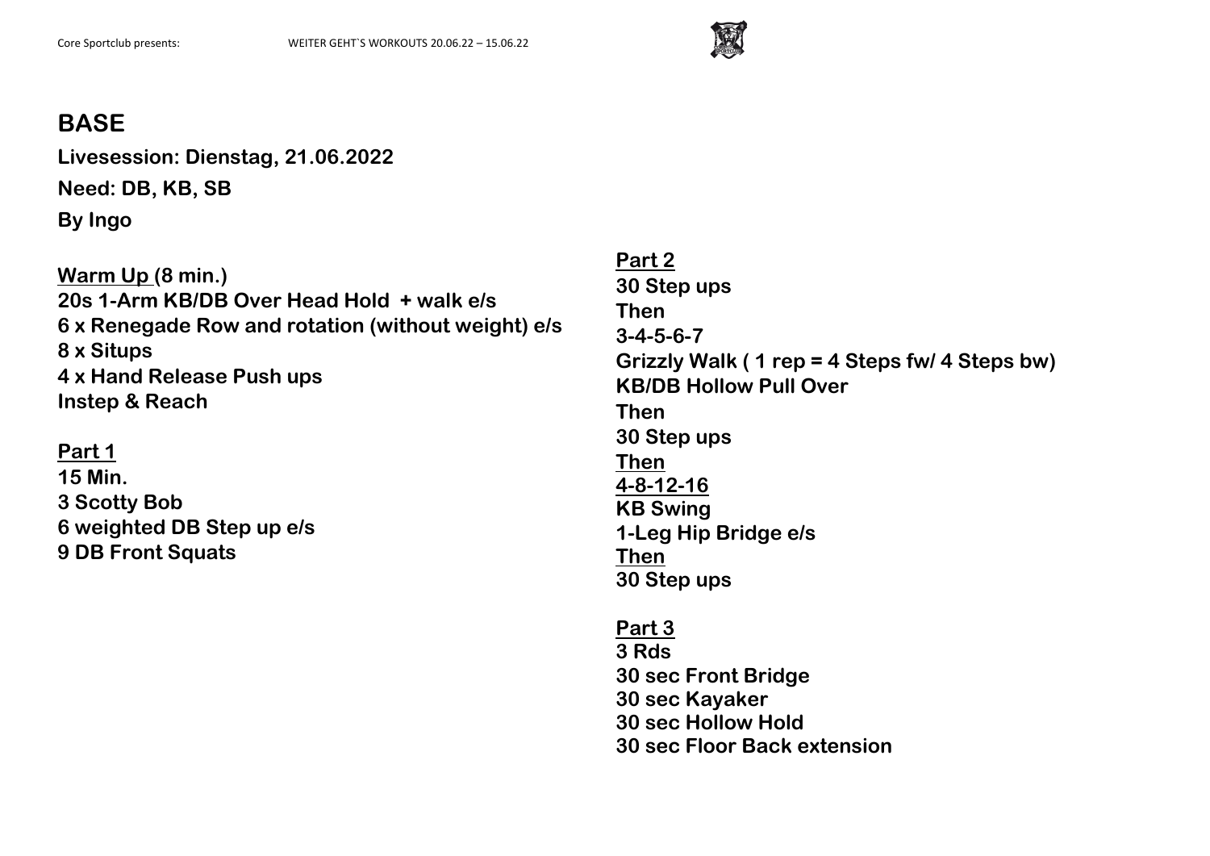# BASE

**Livesession: Dienstag, 21.06.2022**

**Need: DB, KB, SB**

**By Ingo**

**Warm Up (8 min.)**
**20s 1-Arm KB/DB Over Head Hold + walk e/s**
**6 x Renegade Row and rotation (without weight) e/s**
**8 x Situps**
**4 x Hand Release Push ups**
**Instep & Reach**

**Part 1**
**15 Min.**
**3 Scotty Bob**
**6 weighted DB Step up e/s**
**9 DB Front Squats**

**Part 2**
**30 Step ups**
**Then**
**3-4-5-6-7**
**Grizzly Walk ( 1 rep = 4 Steps fw/ 4 Steps bw)**
**KB/DB Hollow Pull Over**
**Then**
**30 Step ups**
**Then**
**4-8-12-16**
**KB Swing**
**1-Leg Hip Bridge e/s**
**Then**
**30 Step ups**

**Part 3**
**3 Rds**
**30 sec Front Bridge**
**30 sec Kayaker**
**30 sec Hollow Hold**
**30 sec Floor Back extension**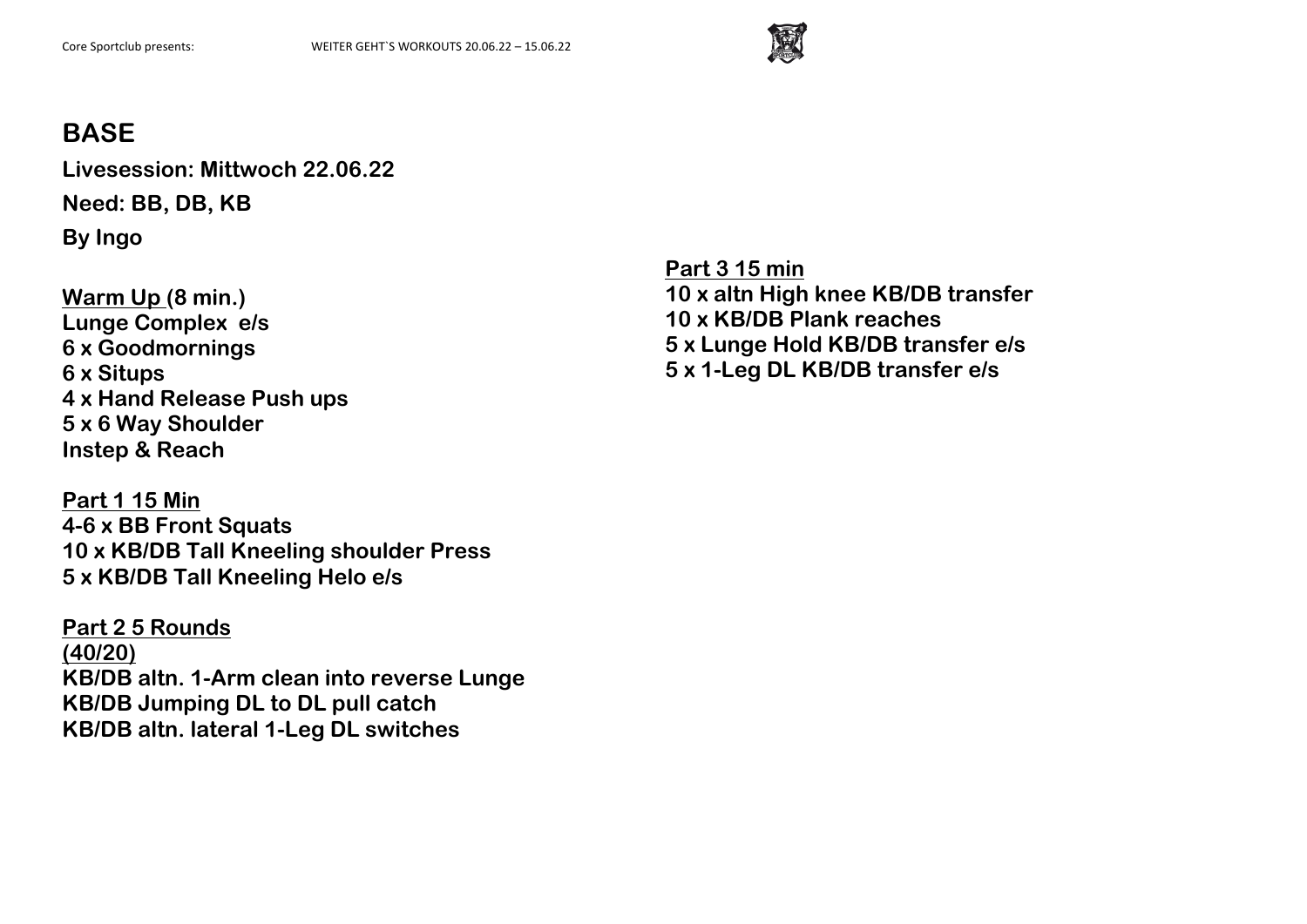# BASE

**Livesession: Mittwoch 22.06.22**

**Need: BB, DB, KB**

**By Ingo**

**<u>Warm Up </u>(8 min.)**
**Lunge Complex e/s**
**6 x Goodmornings**
**6 x Situps**
**4 x Hand Release Push ups**
**5 x 6 Way Shoulder**
**Instep & Reach**

**<u>Part 1 15 Min</u>**
**4-6 x BB Front Squats**
**10 x KB/DB Tall Kneeling shoulder Press**
**5 x KB/DB Tall Kneeling Helo e/s**

**<u>Part 2 5 Rounds</u>**
**<u>(40/20)</u>**
**KB/DB altn. 1-Arm clean into reverse Lunge**
**KB/DB Jumping DL to DL pull catch**
**KB/DB altn. lateral 1-Leg DL switches**

**<u>Part 3 15 min</u>**
**10 x altn High knee KB/DB transfer**
**10 x KB/DB Plank reaches**
**5 x Lunge Hold KB/DB transfer e/s**
**5 x 1-Leg DL KB/DB transfer e/s**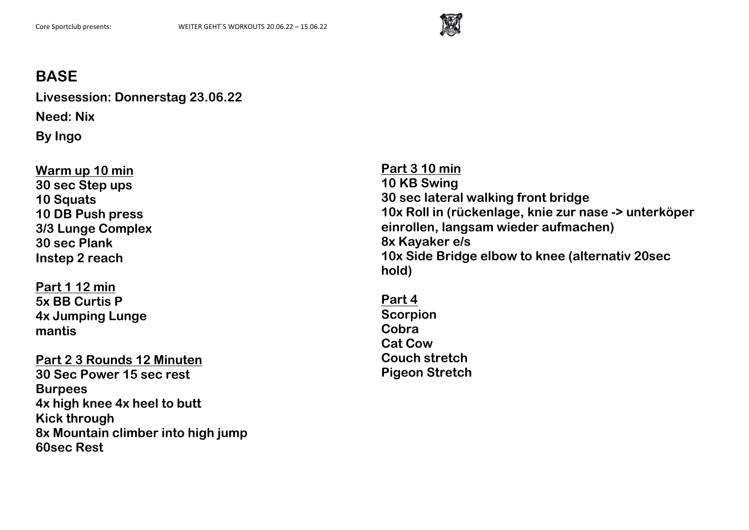# BASE

**Livesession: Donnerstag 23.06.22**

**Need: Nix**

**By Ingo**

**Warm up 10 min**
**30 sec Step ups**
**10 Squats**
**10 DB Push press**
**3/3 Lunge Complex**
**30 sec Plank**
**Instep 2 reach**

**Part 1 12 min**
**5x BB Curtis P**
**4x Jumping Lunge**
**mantis**

**Part 2 3 Rounds 12 Minuten**
**30 Sec Power 15 sec rest**
**Burpees**
**4x high knee 4x heel to butt**
**Kick through**
**8x Mountain climber into high jump**
**60sec Rest**

**Part 3 10 min**
**10 KB Swing**
**30 sec lateral walking front bridge**
**10x Roll in (rückenlage, knie zur nase -> unterköper einrollen, langsam wieder aufmachen)**
**8x Kayaker e/s**
**10x Side Bridge elbow to knee (alternativ 20sec hold)**

**Part 4**
**Scorpion**
**Cobra**
**Cat Cow**
**Couch stretch**
**Pigeon Stretch**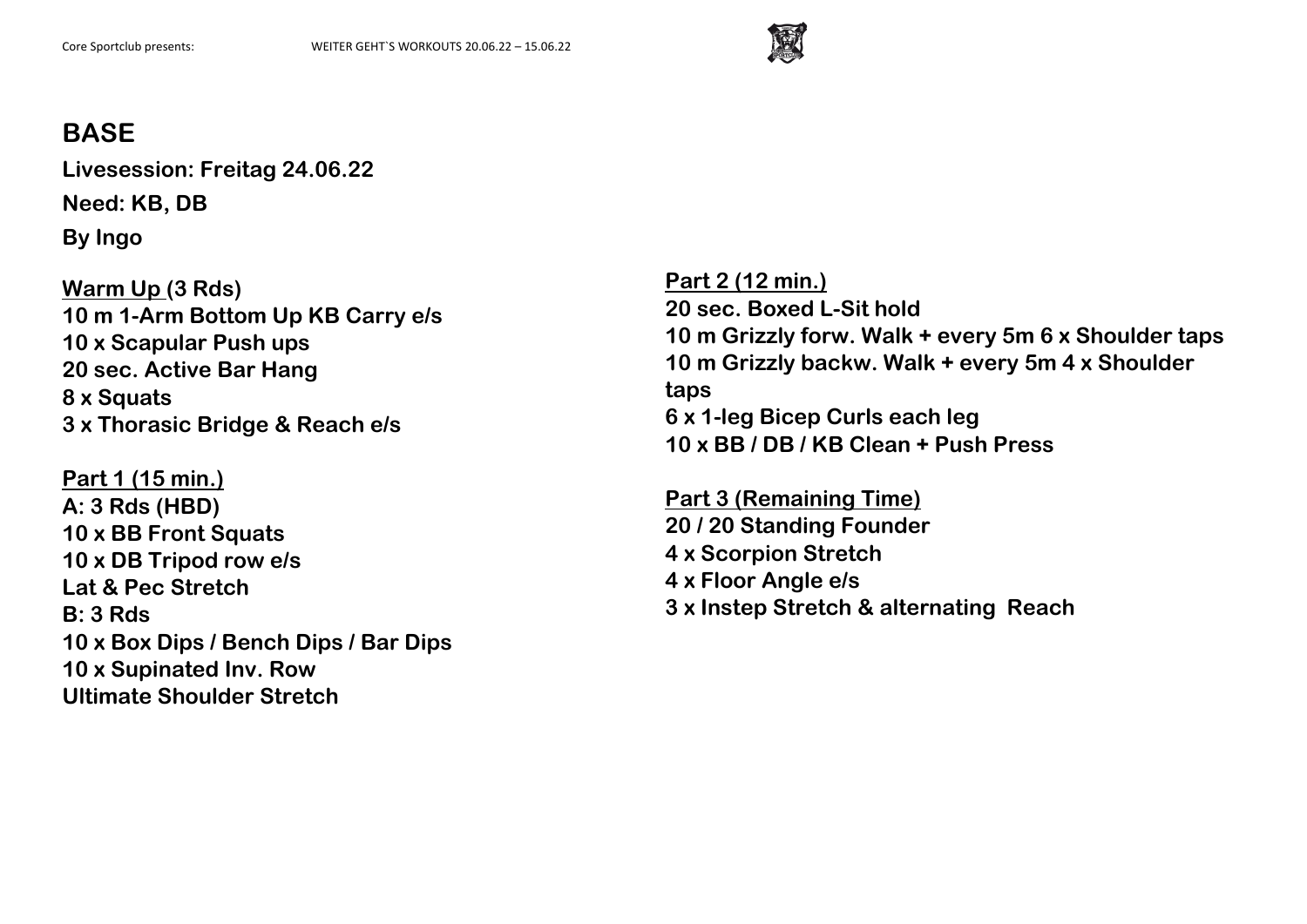## BASE

**Livesession: Freitag 24.06.22**

**Need: KB, DB**

**By Ingo**

**Warm Up (3 Rds)**
**10 m 1-Arm Bottom Up KB Carry e/s**
**10 x Scapular Push ups**
**20 sec. Active Bar Hang**
**8 x Squats**
**3 x Thorasic Bridge & Reach e/s**

**Part 1 (15 min.)**
**A: 3 Rds (HBD)**
**10 x BB Front Squats**
**10 x DB Tripod row e/s**
**Lat & Pec Stretch**
**B: 3 Rds**
**10 x Box Dips / Bench Dips / Bar Dips**
**10 x Supinated Inv. Row**
**Ultimate Shoulder Stretch**

**Part 2 (12 min.)**
**20 sec. Boxed L-Sit hold**
**10 m Grizzly forw. Walk + every 5m 6 x Shoulder taps**
**10 m Grizzly backw. Walk + every 5m 4 x Shoulder taps**
**6 x 1-leg Bicep Curls each leg**
**10 x BB / DB / KB Clean + Push Press**

**Part 3 (Remaining Time)**
**20 / 20 Standing Founder**
**4 x Scorpion Stretch**
**4 x Floor Angle e/s**
**3 x Instep Stretch & alternating Reach**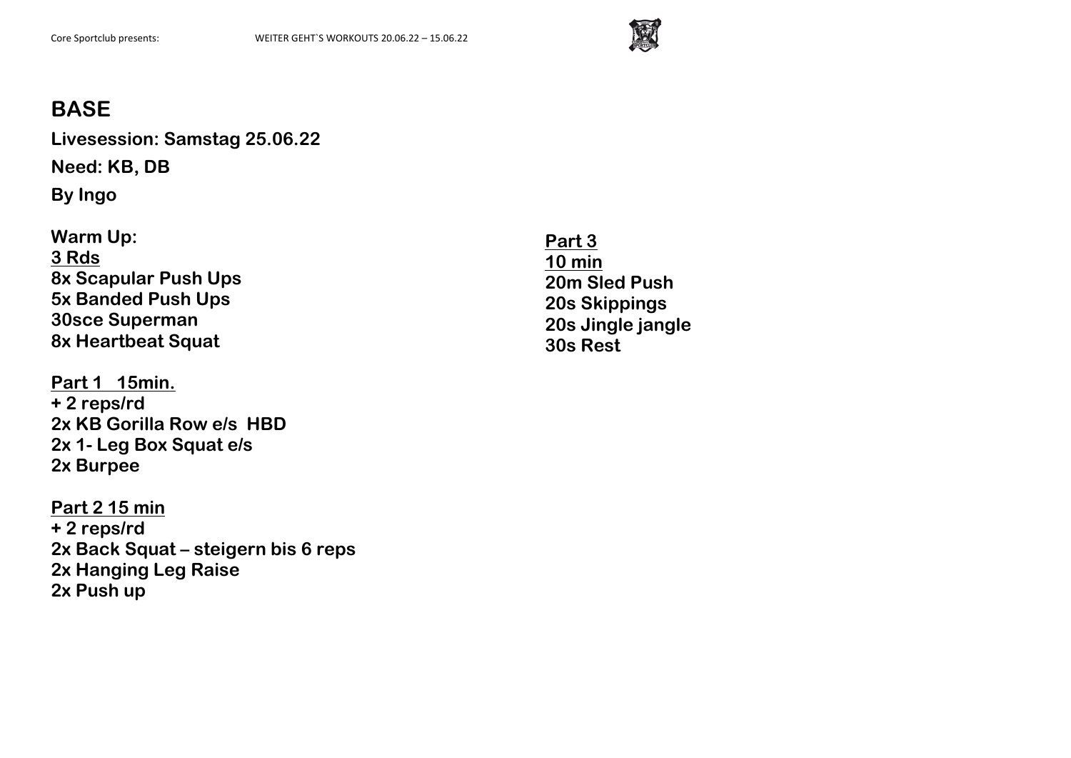# BASE

**Livesession: Samstag 25.06.22**

**Need: KB, DB**

**By Ingo**

**Warm Up:**
**<u>3 Rds</u>**
**8x Scapular Push Ups**
**5x Banded Push Ups**
**30sce Superman**
**8x Heartbeat Squat**

**<u>Part 1 15min.</u>**
**+ 2 reps/rd**
**2x KB Gorilla Row e/s HBD**
**2x 1- Leg Box Squat e/s**
**2x Burpee**

**<u>Part 2 15 min</u>**
**+ 2 reps/rd**
**2x Back Squat – steigern bis 6 reps**
**2x Hanging Leg Raise**
**2x Push up**

**<u>Part 3</u>**
**<u>10 min</u>**
**20m Sled Push**
**20s Skippings**
**20s Jingle jangle**
**30s Rest**